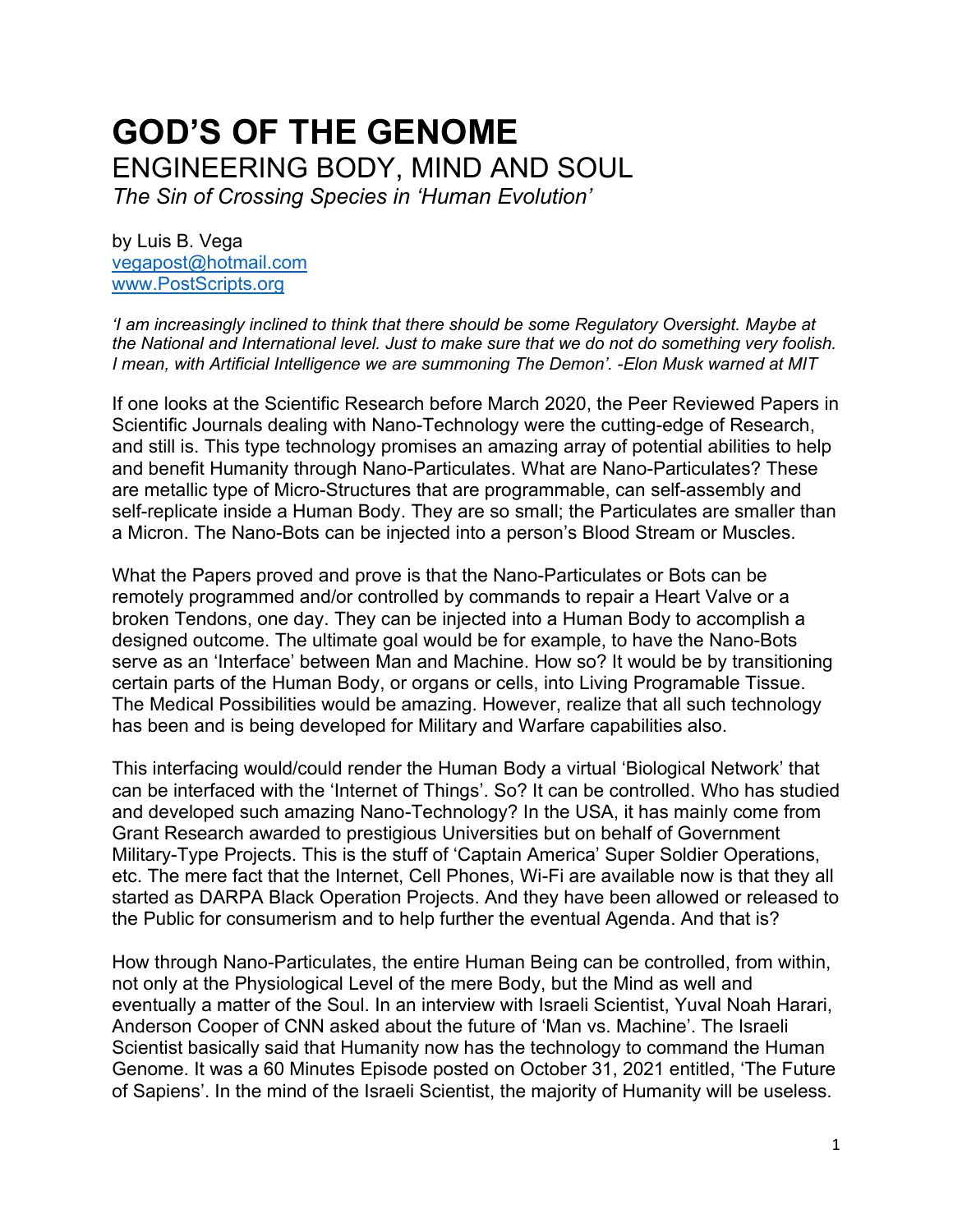# GOD'S OF THE GENOME

## ENGINEERING BODY, MIND AND SOUL

*The Sin of Crossing Species in 'Human Evolution'*

by Luis B. Vega
vegapost@hotmail.com
www.PostScripts.org

*'I am increasingly inclined to think that there should be some Regulatory Oversight. Maybe at the National and International level. Just to make sure that we do not do something very foolish. I mean, with Artificial Intelligence we are summoning The Demon'. -Elon Musk warned at MIT*

If one looks at the Scientific Research before March 2020, the Peer Reviewed Papers in Scientific Journals dealing with Nano-Technology were the cutting-edge of Research, and still is. This type technology promises an amazing array of potential abilities to help and benefit Humanity through Nano-Particulates. What are Nano-Particulates? These are metallic type of Micro-Structures that are programmable, can self-assembly and self-replicate inside a Human Body. They are so small; the Particulates are smaller than a Micron. The Nano-Bots can be injected into a person's Blood Stream or Muscles.

What the Papers proved and prove is that the Nano-Particulates or Bots can be remotely programmed and/or controlled by commands to repair a Heart Valve or a broken Tendons, one day. They can be injected into a Human Body to accomplish a designed outcome. The ultimate goal would be for example, to have the Nano-Bots serve as an 'Interface' between Man and Machine. How so? It would be by transitioning certain parts of the Human Body, or organs or cells, into Living Programable Tissue. The Medical Possibilities would be amazing. However, realize that all such technology has been and is being developed for Military and Warfare capabilities also.

This interfacing would/could render the Human Body a virtual 'Biological Network' that can be interfaced with the 'Internet of Things'. So? It can be controlled. Who has studied and developed such amazing Nano-Technology? In the USA, it has mainly come from Grant Research awarded to prestigious Universities but on behalf of Government Military-Type Projects. This is the stuff of 'Captain America' Super Soldier Operations, etc. The mere fact that the Internet, Cell Phones, Wi-Fi are available now is that they all started as DARPA Black Operation Projects. And they have been allowed or released to the Public for consumerism and to help further the eventual Agenda. And that is?

How through Nano-Particulates, the entire Human Being can be controlled, from within, not only at the Physiological Level of the mere Body, but the Mind as well and eventually a matter of the Soul. In an interview with Israeli Scientist, Yuval Noah Harari, Anderson Cooper of CNN asked about the future of 'Man vs. Machine'. The Israeli Scientist basically said that Humanity now has the technology to command the Human Genome. It was a 60 Minutes Episode posted on October 31, 2021 entitled, 'The Future of Sapiens'. In the mind of the Israeli Scientist, the majority of Humanity will be useless.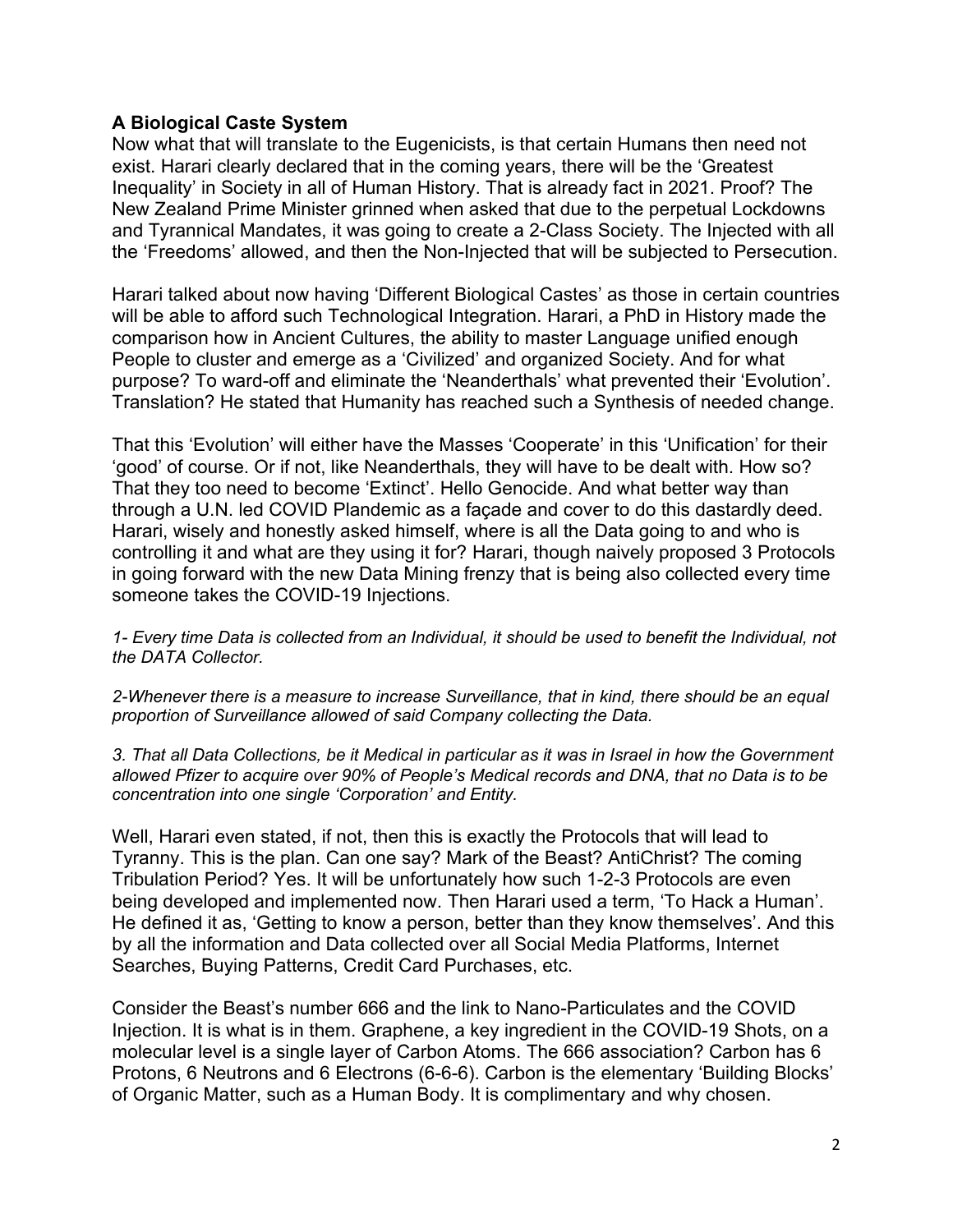**A Biological Caste System**

Now what that will translate to the Eugenicists, is that certain Humans then need not exist. Harari clearly declared that in the coming years, there will be the 'Greatest Inequality' in Society in all of Human History. That is already fact in 2021. Proof? The New Zealand Prime Minister grinned when asked that due to the perpetual Lockdowns and Tyrannical Mandates, it was going to create a 2-Class Society. The Injected with all the 'Freedoms' allowed, and then the Non-Injected that will be subjected to Persecution.

Harari talked about now having 'Different Biological Castes' as those in certain countries will be able to afford such Technological Integration. Harari, a PhD in History made the comparison how in Ancient Cultures, the ability to master Language unified enough People to cluster and emerge as a 'Civilized' and organized Society. And for what purpose? To ward-off and eliminate the 'Neanderthals' what prevented their 'Evolution'. Translation? He stated that Humanity has reached such a Synthesis of needed change.

That this 'Evolution' will either have the Masses 'Cooperate' in this 'Unification' for their 'good' of course. Or if not, like Neanderthals, they will have to be dealt with. How so? That they too need to become 'Extinct'. Hello Genocide. And what better way than through a U.N. led COVID Plandemic as a façade and cover to do this dastardly deed. Harari, wisely and honestly asked himself, where is all the Data going to and who is controlling it and what are they using it for? Harari, though naively proposed 3 Protocols in going forward with the new Data Mining frenzy that is being also collected every time someone takes the COVID-19 Injections.

*1- Every time Data is collected from an Individual, it should be used to benefit the Individual, not the DATA Collector.*

*2-Whenever there is a measure to increase Surveillance, that in kind, there should be an equal proportion of Surveillance allowed of said Company collecting the Data.*

*3. That all Data Collections, be it Medical in particular as it was in Israel in how the Government allowed Pfizer to acquire over 90% of People's Medical records and DNA, that no Data is to be concentration into one single 'Corporation' and Entity.*

Well, Harari even stated, if not, then this is exactly the Protocols that will lead to Tyranny. This is the plan. Can one say? Mark of the Beast? AntiChrist? The coming Tribulation Period? Yes. It will be unfortunately how such 1-2-3 Protocols are even being developed and implemented now. Then Harari used a term, 'To Hack a Human'. He defined it as, 'Getting to know a person, better than they know themselves'. And this by all the information and Data collected over all Social Media Platforms, Internet Searches, Buying Patterns, Credit Card Purchases, etc.

Consider the Beast's number 666 and the link to Nano-Particulates and the COVID Injection. It is what is in them. Graphene, a key ingredient in the COVID-19 Shots, on a molecular level is a single layer of Carbon Atoms. The 666 association? Carbon has 6 Protons, 6 Neutrons and 6 Electrons (6-6-6). Carbon is the elementary 'Building Blocks' of Organic Matter, such as a Human Body. It is complimentary and why chosen.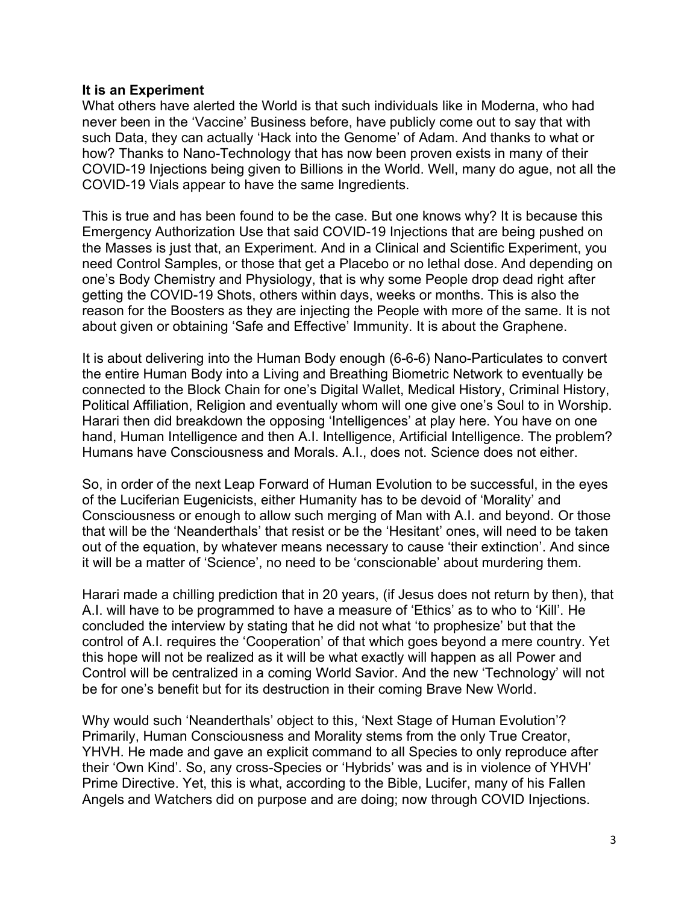**It is an Experiment**

What others have alerted the World is that such individuals like in Moderna, who had never been in the 'Vaccine' Business before, have publicly come out to say that with such Data, they can actually 'Hack into the Genome' of Adam. And thanks to what or how? Thanks to Nano-Technology that has now been proven exists in many of their COVID-19 Injections being given to Billions in the World. Well, many do ague, not all the COVID-19 Vials appear to have the same Ingredients.

This is true and has been found to be the case. But one knows why? It is because this Emergency Authorization Use that said COVID-19 Injections that are being pushed on the Masses is just that, an Experiment. And in a Clinical and Scientific Experiment, you need Control Samples, or those that get a Placebo or no lethal dose. And depending on one's Body Chemistry and Physiology, that is why some People drop dead right after getting the COVID-19 Shots, others within days, weeks or months. This is also the reason for the Boosters as they are injecting the People with more of the same. It is not about given or obtaining 'Safe and Effective' Immunity. It is about the Graphene.

It is about delivering into the Human Body enough (6-6-6) Nano-Particulates to convert the entire Human Body into a Living and Breathing Biometric Network to eventually be connected to the Block Chain for one's Digital Wallet, Medical History, Criminal History, Political Affiliation, Religion and eventually whom will one give one's Soul to in Worship. Harari then did breakdown the opposing 'Intelligences' at play here. You have on one hand, Human Intelligence and then A.I. Intelligence, Artificial Intelligence. The problem? Humans have Consciousness and Morals. A.I., does not. Science does not either.

So, in order of the next Leap Forward of Human Evolution to be successful, in the eyes of the Luciferian Eugenicists, either Humanity has to be devoid of 'Morality' and Consciousness or enough to allow such merging of Man with A.I. and beyond. Or those that will be the 'Neanderthals' that resist or be the 'Hesitant' ones, will need to be taken out of the equation, by whatever means necessary to cause 'their extinction'. And since it will be a matter of 'Science', no need to be 'conscionable' about murdering them.

Harari made a chilling prediction that in 20 years, (if Jesus does not return by then), that A.I. will have to be programmed to have a measure of 'Ethics' as to who to 'Kill'. He concluded the interview by stating that he did not what 'to prophesize' but that the control of A.I. requires the 'Cooperation' of that which goes beyond a mere country. Yet this hope will not be realized as it will be what exactly will happen as all Power and Control will be centralized in a coming World Savior. And the new 'Technology' will not be for one's benefit but for its destruction in their coming Brave New World.

Why would such 'Neanderthals' object to this, 'Next Stage of Human Evolution'? Primarily, Human Consciousness and Morality stems from the only True Creator, YHVH. He made and gave an explicit command to all Species to only reproduce after their 'Own Kind'. So, any cross-Species or 'Hybrids' was and is in violence of YHVH' Prime Directive. Yet, this is what, according to the Bible, Lucifer, many of his Fallen Angels and Watchers did on purpose and are doing; now through COVID Injections.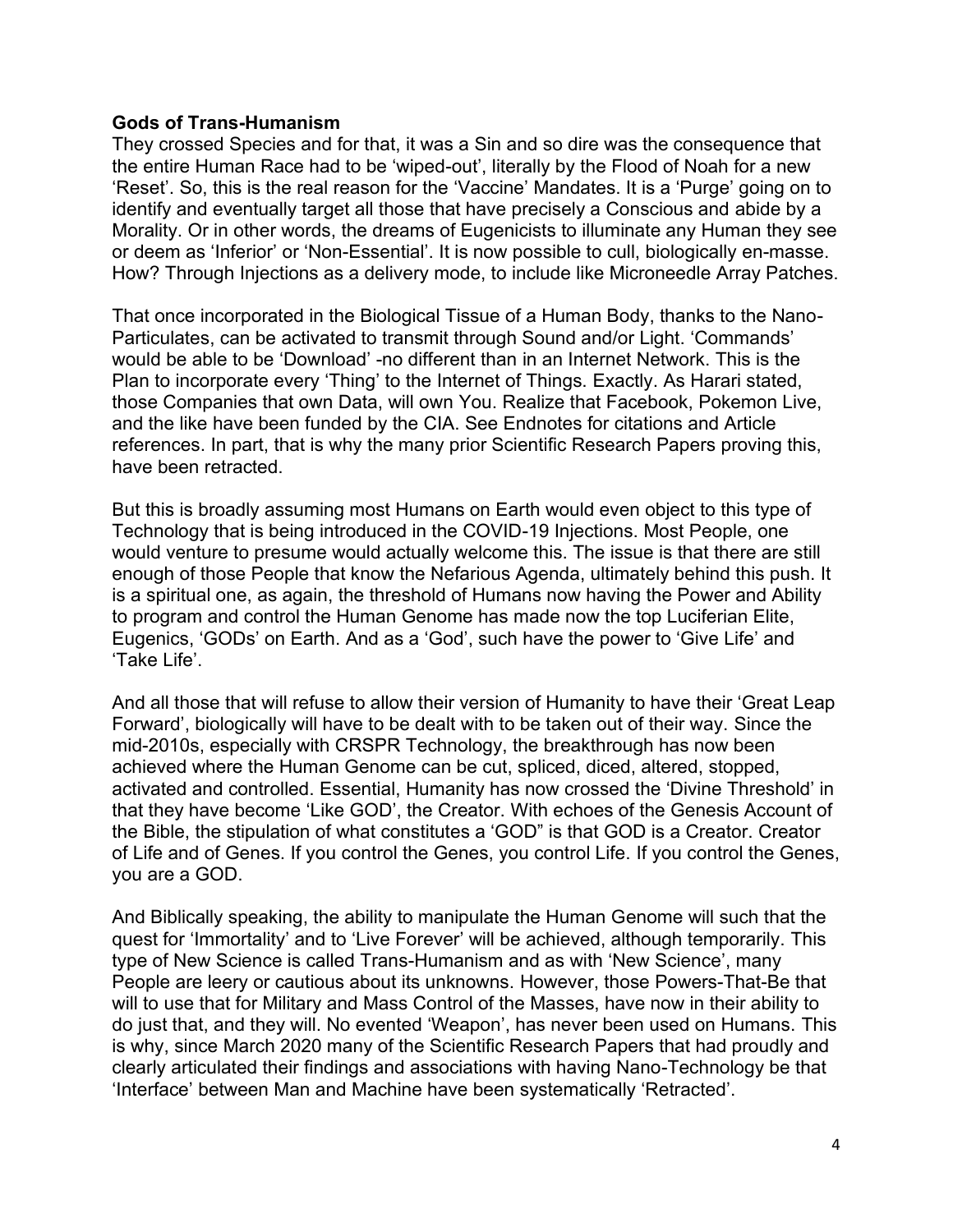**Gods of Trans-Humanism**

They crossed Species and for that, it was a Sin and so dire was the consequence that the entire Human Race had to be 'wiped-out', literally by the Flood of Noah for a new 'Reset'. So, this is the real reason for the 'Vaccine' Mandates. It is a 'Purge' going on to identify and eventually target all those that have precisely a Conscious and abide by a Morality. Or in other words, the dreams of Eugenicists to illuminate any Human they see or deem as 'Inferior' or 'Non-Essential'. It is now possible to cull, biologically en-masse. How? Through Injections as a delivery mode, to include like Microneedle Array Patches.

That once incorporated in the Biological Tissue of a Human Body, thanks to the Nano-Particulates, can be activated to transmit through Sound and/or Light. 'Commands' would be able to be 'Download' -no different than in an Internet Network. This is the Plan to incorporate every 'Thing' to the Internet of Things. Exactly. As Harari stated, those Companies that own Data, will own You. Realize that Facebook, Pokemon Live, and the like have been funded by the CIA. See Endnotes for citations and Article references. In part, that is why the many prior Scientific Research Papers proving this, have been retracted.

But this is broadly assuming most Humans on Earth would even object to this type of Technology that is being introduced in the COVID-19 Injections. Most People, one would venture to presume would actually welcome this. The issue is that there are still enough of those People that know the Nefarious Agenda, ultimately behind this push. It is a spiritual one, as again, the threshold of Humans now having the Power and Ability to program and control the Human Genome has made now the top Luciferian Elite, Eugenics, 'GODs' on Earth. And as a 'God', such have the power to 'Give Life' and 'Take Life'.

And all those that will refuse to allow their version of Humanity to have their 'Great Leap Forward', biologically will have to be dealt with to be taken out of their way. Since the mid-2010s, especially with CRSPR Technology, the breakthrough has now been achieved where the Human Genome can be cut, spliced, diced, altered, stopped, activated and controlled. Essential, Humanity has now crossed the 'Divine Threshold' in that they have become 'Like GOD', the Creator. With echoes of the Genesis Account of the Bible, the stipulation of what constitutes a 'GOD" is that GOD is a Creator. Creator of Life and of Genes. If you control the Genes, you control Life. If you control the Genes, you are a GOD.

And Biblically speaking, the ability to manipulate the Human Genome will such that the quest for 'Immortality' and to 'Live Forever' will be achieved, although temporarily. This type of New Science is called Trans-Humanism and as with 'New Science', many People are leery or cautious about its unknowns. However, those Powers-That-Be that will to use that for Military and Mass Control of the Masses, have now in their ability to do just that, and they will. No evented 'Weapon', has never been used on Humans. This is why, since March 2020 many of the Scientific Research Papers that had proudly and clearly articulated their findings and associations with having Nano-Technology be that 'Interface' between Man and Machine have been systematically 'Retracted'.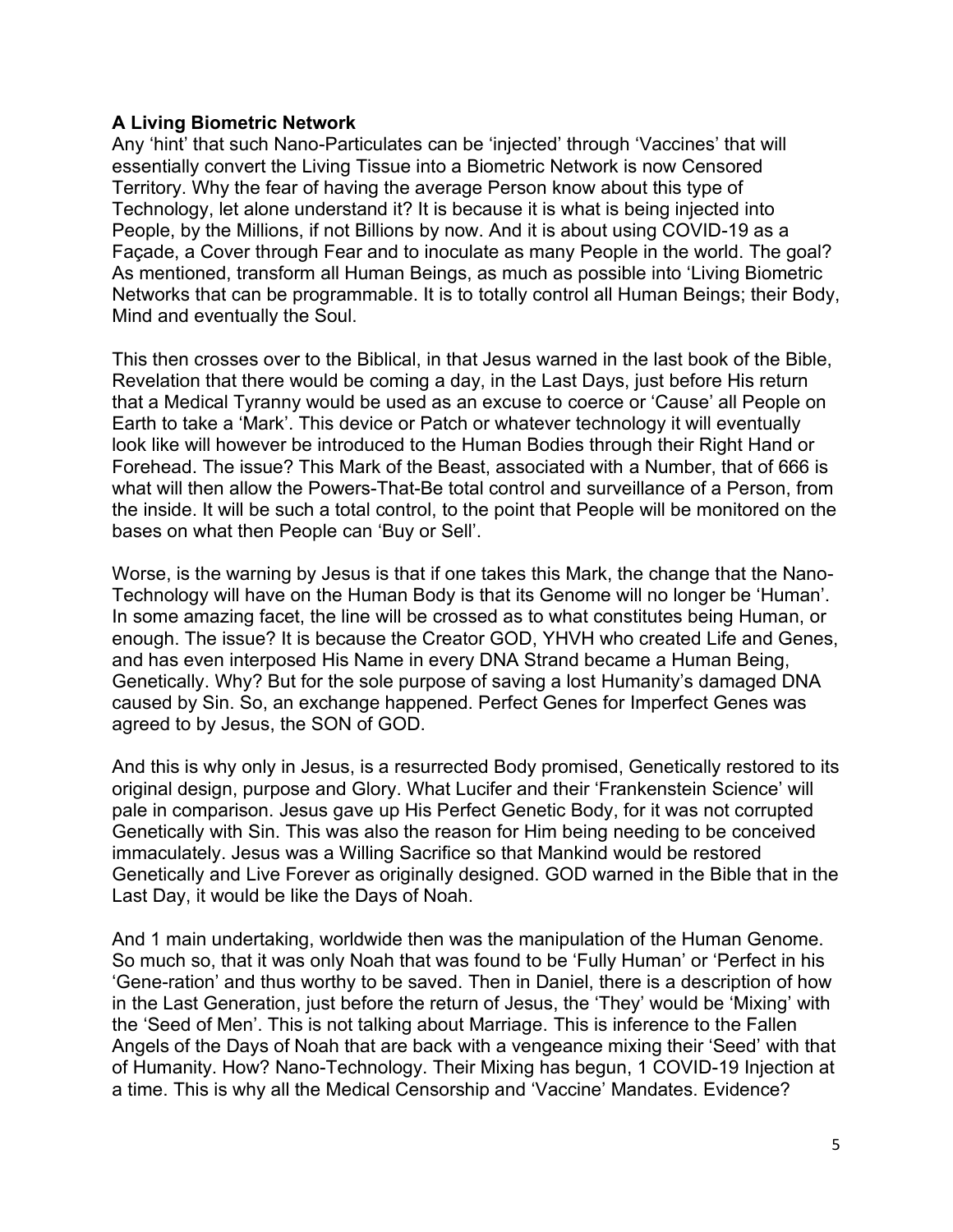**A Living Biometric Network**

Any 'hint' that such Nano-Particulates can be 'injected' through 'Vaccines' that will essentially convert the Living Tissue into a Biometric Network is now Censored Territory. Why the fear of having the average Person know about this type of Technology, let alone understand it? It is because it is what is being injected into People, by the Millions, if not Billions by now. And it is about using COVID-19 as a Façade, a Cover through Fear and to inoculate as many People in the world. The goal? As mentioned, transform all Human Beings, as much as possible into 'Living Biometric Networks that can be programmable. It is to totally control all Human Beings; their Body, Mind and eventually the Soul.

This then crosses over to the Biblical, in that Jesus warned in the last book of the Bible, Revelation that there would be coming a day, in the Last Days, just before His return that a Medical Tyranny would be used as an excuse to coerce or 'Cause' all People on Earth to take a 'Mark'. This device or Patch or whatever technology it will eventually look like will however be introduced to the Human Bodies through their Right Hand or Forehead. The issue? This Mark of the Beast, associated with a Number, that of 666 is what will then allow the Powers-That-Be total control and surveillance of a Person, from the inside. It will be such a total control, to the point that People will be monitored on the bases on what then People can 'Buy or Sell'.

Worse, is the warning by Jesus is that if one takes this Mark, the change that the Nano-Technology will have on the Human Body is that its Genome will no longer be 'Human'. In some amazing facet, the line will be crossed as to what constitutes being Human, or enough. The issue? It is because the Creator GOD, YHVH who created Life and Genes, and has even interposed His Name in every DNA Strand became a Human Being, Genetically. Why? But for the sole purpose of saving a lost Humanity's damaged DNA caused by Sin. So, an exchange happened. Perfect Genes for Imperfect Genes was agreed to by Jesus, the SON of GOD.

And this is why only in Jesus, is a resurrected Body promised, Genetically restored to its original design, purpose and Glory. What Lucifer and their 'Frankenstein Science' will pale in comparison. Jesus gave up His Perfect Genetic Body, for it was not corrupted Genetically with Sin. This was also the reason for Him being needing to be conceived immaculately. Jesus was a Willing Sacrifice so that Mankind would be restored Genetically and Live Forever as originally designed. GOD warned in the Bible that in the Last Day, it would be like the Days of Noah.

And 1 main undertaking, worldwide then was the manipulation of the Human Genome. So much so, that it was only Noah that was found to be 'Fully Human' or 'Perfect in his 'Gene-ration' and thus worthy to be saved. Then in Daniel, there is a description of how in the Last Generation, just before the return of Jesus, the 'They' would be 'Mixing' with the 'Seed of Men'. This is not talking about Marriage. This is inference to the Fallen Angels of the Days of Noah that are back with a vengeance mixing their 'Seed' with that of Humanity. How? Nano-Technology. Their Mixing has begun, 1 COVID-19 Injection at a time. This is why all the Medical Censorship and 'Vaccine' Mandates. Evidence?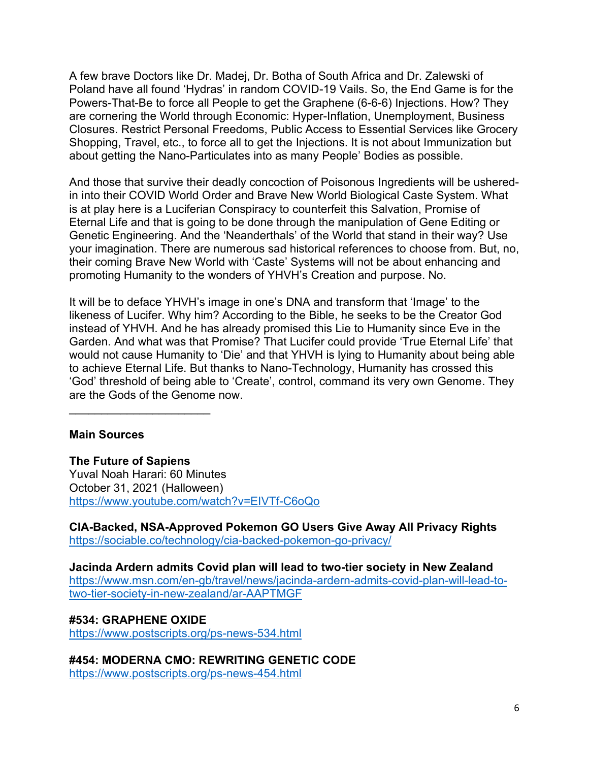A few brave Doctors like Dr. Madej, Dr. Botha of South Africa and Dr. Zalewski of Poland have all found 'Hydras' in random COVID-19 Vails. So, the End Game is for the Powers-That-Be to force all People to get the Graphene (6-6-6) Injections. How? They are cornering the World through Economic: Hyper-Inflation, Unemployment, Business Closures. Restrict Personal Freedoms, Public Access to Essential Services like Grocery Shopping, Travel, etc., to force all to get the Injections. It is not about Immunization but about getting the Nano-Particulates into as many People' Bodies as possible.

And those that survive their deadly concoction of Poisonous Ingredients will be ushered-in into their COVID World Order and Brave New World Biological Caste System. What is at play here is a Luciferian Conspiracy to counterfeit this Salvation, Promise of Eternal Life and that is going to be done through the manipulation of Gene Editing or Genetic Engineering. And the 'Neanderthals' of the World that stand in their way? Use your imagination. There are numerous sad historical references to choose from. But, no, their coming Brave New World with 'Caste' Systems will not be about enhancing and promoting Humanity to the wonders of YHVH's Creation and purpose. No.

It will be to deface YHVH's image in one's DNA and transform that 'Image' to the likeness of Lucifer. Why him? According to the Bible, he seeks to be the Creator God instead of YHVH. And he has already promised this Lie to Humanity since Eve in the Garden. And what was that Promise? That Lucifer could provide 'True Eternal Life' that would not cause Humanity to 'Die' and that YHVH is lying to Humanity about being able to achieve Eternal Life. But thanks to Nano-Technology, Humanity has crossed this 'God' threshold of being able to 'Create', control, command its very own Genome. They are the Gods of the Genome now.

______________________

**Main Sources**

**The Future of Sapiens**
Yuval Noah Harari: 60 Minutes
October 31, 2021 (Halloween)
https://www.youtube.com/watch?v=EIVTf-C6oQo

**CIA-Backed, NSA-Approved Pokemon GO Users Give Away All Privacy Rights**
https://sociable.co/technology/cia-backed-pokemon-go-privacy/

**Jacinda Ardern admits Covid plan will lead to two-tier society in New Zealand**
https://www.msn.com/en-gb/travel/news/jacinda-ardern-admits-covid-plan-will-lead-to-two-tier-society-in-new-zealand/ar-AAPTMGF

**#534: GRAPHENE OXIDE**
https://www.postscripts.org/ps-news-534.html

**#454: MODERNA CMO: REWRITING GENETIC CODE**
https://www.postscripts.org/ps-news-454.html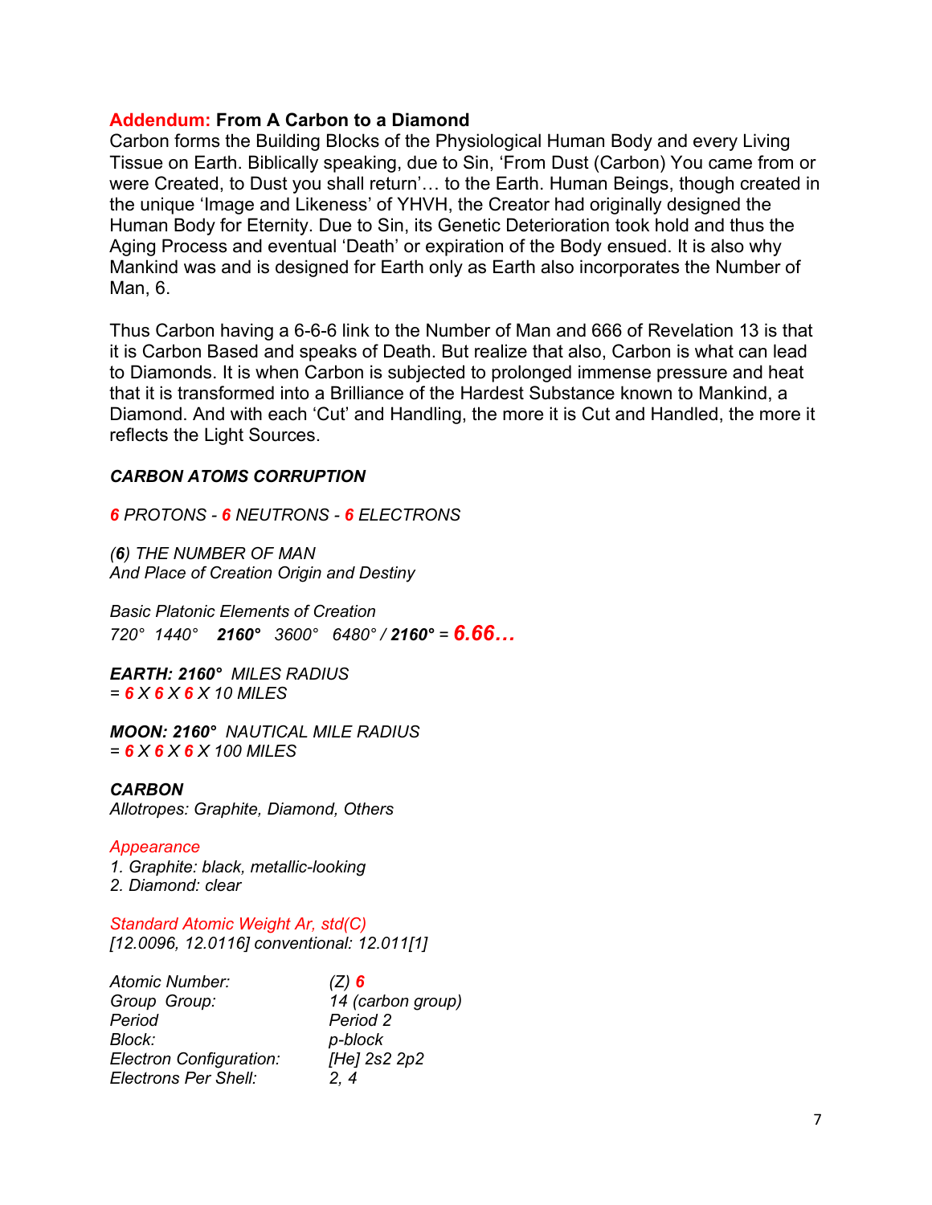**Addendum: From A Carbon to a Diamond**

Carbon forms the Building Blocks of the Physiological Human Body and every Living Tissue on Earth. Biblically speaking, due to Sin, 'From Dust (Carbon) You came from or were Created, to Dust you shall return'… to the Earth. Human Beings, though created in the unique 'Image and Likeness' of YHVH, the Creator had originally designed the Human Body for Eternity. Due to Sin, its Genetic Deterioration took hold and thus the Aging Process and eventual 'Death' or expiration of the Body ensued. It is also why Mankind was and is designed for Earth only as Earth also incorporates the Number of Man, 6.

Thus Carbon having a 6-6-6 link to the Number of Man and 666 of Revelation 13 is that it is Carbon Based and speaks of Death. But realize that also, Carbon is what can lead to Diamonds. It is when Carbon is subjected to prolonged immense pressure and heat that it is transformed into a Brilliance of the Hardest Substance known to Mankind, a Diamond. And with each 'Cut' and Handling, the more it is Cut and Handled, the more it reflects the Light Sources.

***CARBON ATOMS CORRUPTION***

***6*** *PROTONS -* ***6*** *NEUTRONS -* ***6*** *ELECTRONS*

*(**6**) THE NUMBER OF MAN*
*And Place of Creation Origin and Destiny*

*Basic Platonic Elements of Creation*
*720° 1440°* ***2160°*** *3600° 6480° /* ***2160°*** *=* ***6.66…***

***EARTH: 2160°*** *MILES RADIUS*
*=* ***6*** *X* ***6*** *X* ***6*** *X 10 MILES*

***MOON: 2160°*** *NAUTICAL MILE RADIUS*
*=* ***6*** *X* ***6*** *X* ***6*** *X 100 MILES*

***CARBON***
*Allotropes: Graphite, Diamond, Others*

*Appearance*
1. *Graphite: black, metallic-looking*
2. *Diamond: clear*

*Standard Atomic Weight Ar, std(C)*
*[12.0096, 12.0116] conventional: 12.011[1]*

| | |
|---|---|
| *Atomic Number:* | *(Z)* ***6*** |
| *Group Group:* | *14 (carbon group)* |
| *Period* | *Period 2* |
| *Block:* | *p-block* |
| *Electron Configuration:* | *[He] 2s2 2p2* |
| *Electrons Per Shell:* | *2, 4* |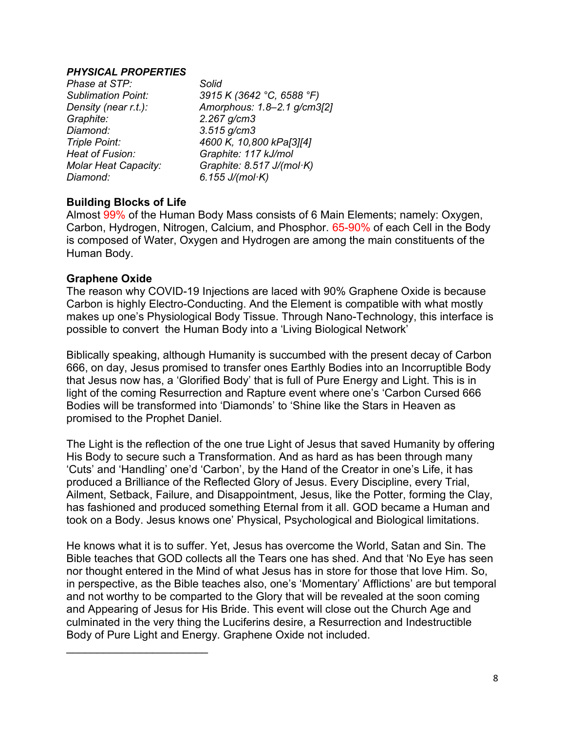***PHYSICAL PROPERTIES***

| | |
|---|---|
| *Phase at STP:* | *Solid* |
| *Sublimation Point:* | *3915 K (3642 °C, 6588 °F)* |
| *Density (near r.t.):* | *Amorphous: 1.8–2.1 g/cm3[2]* |
| *Graphite:* | *2.267 g/cm3* |
| *Diamond:* | *3.515 g/cm3* |
| *Triple Point:* | *4600 K, 10,800 kPa[3][4]* |
| *Heat of Fusion:* | *Graphite: 117 kJ/mol* |
| *Molar Heat Capacity:* | *Graphite: 8.517 J/(mol·K)* |
| *Diamond:* | *6.155 J/(mol·K)* |

**Building Blocks of Life**

Almost 99% of the Human Body Mass consists of 6 Main Elements; namely: Oxygen, Carbon, Hydrogen, Nitrogen, Calcium, and Phosphor. 65-90% of each Cell in the Body is composed of Water, Oxygen and Hydrogen are among the main constituents of the Human Body.

**Graphene Oxide**

The reason why COVID-19 Injections are laced with 90% Graphene Oxide is because Carbon is highly Electro-Conducting. And the Element is compatible with what mostly makes up one's Physiological Body Tissue. Through Nano-Technology, this interface is possible to convert the Human Body into a 'Living Biological Network'

Biblically speaking, although Humanity is succumbed with the present decay of Carbon 666, on day, Jesus promised to transfer ones Earthly Bodies into an Incorruptible Body that Jesus now has, a 'Glorified Body' that is full of Pure Energy and Light. This is in light of the coming Resurrection and Rapture event where one's 'Carbon Cursed 666 Bodies will be transformed into 'Diamonds' to 'Shine like the Stars in Heaven as promised to the Prophet Daniel.

The Light is the reflection of the one true Light of Jesus that saved Humanity by offering His Body to secure such a Transformation. And as hard as has been through many 'Cuts' and 'Handling' one'd 'Carbon', by the Hand of the Creator in one's Life, it has produced a Brilliance of the Reflected Glory of Jesus. Every Discipline, every Trial, Ailment, Setback, Failure, and Disappointment, Jesus, like the Potter, forming the Clay, has fashioned and produced something Eternal from it all. GOD became a Human and took on a Body. Jesus knows one' Physical, Psychological and Biological limitations.

He knows what it is to suffer. Yet, Jesus has overcome the World, Satan and Sin. The Bible teaches that GOD collects all the Tears one has shed. And that 'No Eye has seen nor thought entered in the Mind of what Jesus has in store for those that love Him. So, in perspective, as the Bible teaches also, one's 'Momentary' Afflictions' are but temporal and not worthy to be comparted to the Glory that will be revealed at the soon coming and Appearing of Jesus for His Bride. This event will close out the Church Age and culminated in the very thing the Luciferins desire, a Resurrection and Indestructible Body of Pure Light and Energy. Graphene Oxide not included.

________________________